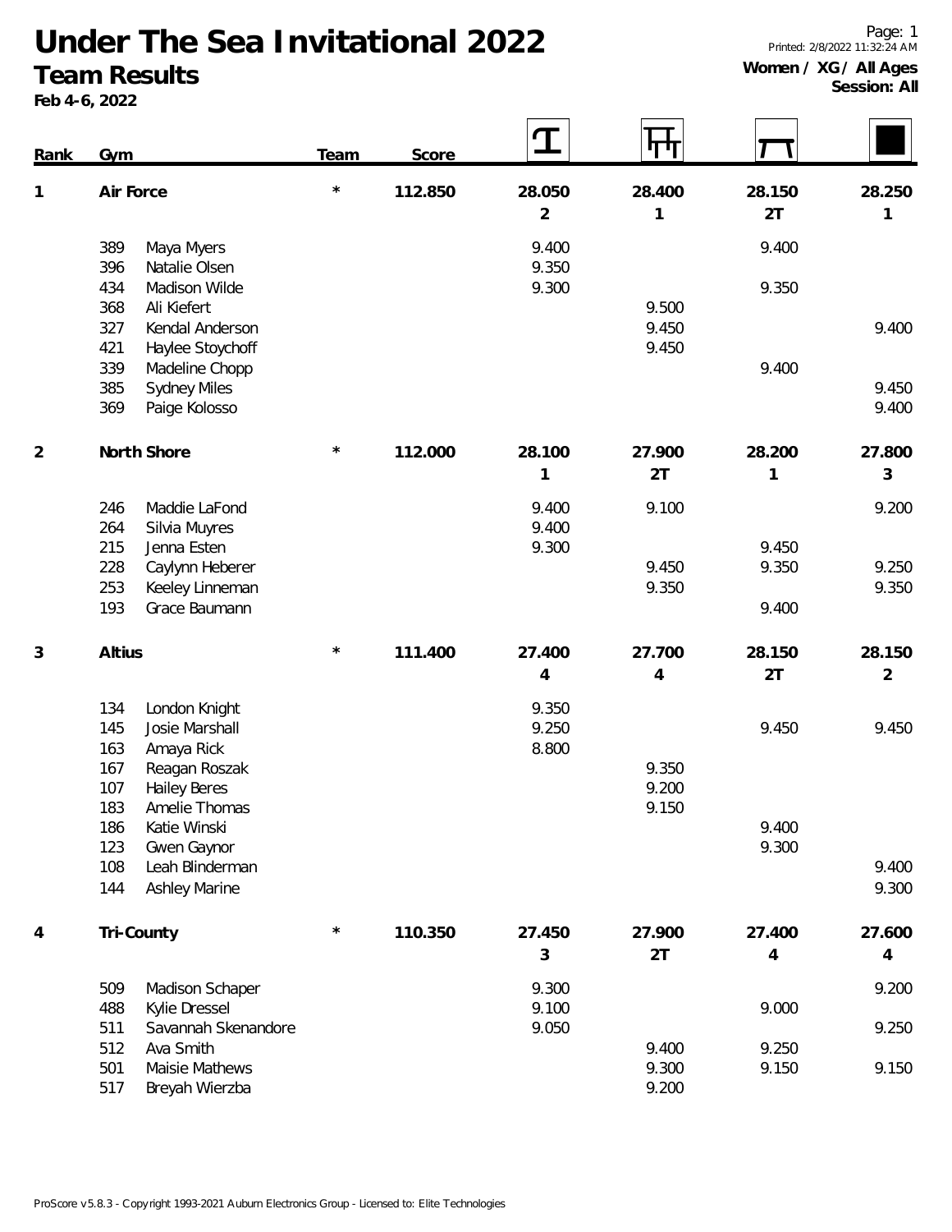# Under The Sea Invitational 2022

## Team Results

**Feb 4-6, 2022**

**Women / XG / All Ages**
**Session: All**

| Rank | Gym | | Team | Score | Vault | Bars | Beam | Floor |
|---|---|---|---|---|---|---|---|---|
| 1 | **Air Force** | | * | **112.850** | **28.050**<br>2 | **28.400**<br>1 | **28.150**<br>2T | **28.250**<br>1 |
| | 389 | Maya Myers | | | 9.400 | | 9.400 | |
| | 396 | Natalie Olsen | | | 9.350 | | | |
| | 434 | Madison Wilde | | | 9.300 | | 9.350 | |
| | 368 | Ali Kiefert | | | | 9.500 | | |
| | 327 | Kendal Anderson | | | | 9.450 | | 9.400 |
| | 421 | Haylee Stoychoff | | | | 9.450 | | |
| | 339 | Madeline Chopp | | | | | 9.400 | |
| | 385 | Sydney Miles | | | | | | 9.450 |
| | 369 | Paige Kolosso | | | | | | 9.400 |
| 2 | **North Shore** | | * | **112.000** | **28.100**<br>1 | **27.900**<br>2T | **28.200**<br>1 | **27.800**<br>3 |
| | 246 | Maddie LaFond | | | 9.400 | 9.100 | | 9.200 |
| | 264 | Silvia Muyres | | | 9.400 | | | |
| | 215 | Jenna Esten | | | 9.300 | | 9.450 | |
| | 228 | Caylynn Heberer | | | | 9.450 | 9.350 | 9.250 |
| | 253 | Keeley Linneman | | | | 9.350 | | 9.350 |
| | 193 | Grace Baumann | | | | | 9.400 | |
| 3 | **Altius** | | * | **111.400** | **27.400**<br>4 | **27.700**<br>4 | **28.150**<br>2T | **28.150**<br>2 |
| | 134 | London Knight | | | 9.350 | | | |
| | 145 | Josie Marshall | | | 9.250 | | 9.450 | 9.450 |
| | 163 | Amaya Rick | | | 8.800 | | | |
| | 167 | Reagan Roszak | | | | 9.350 | | |
| | 107 | Hailey Beres | | | | 9.200 | | |
| | 183 | Amelie Thomas | | | | 9.150 | | |
| | 186 | Katie Winski | | | | | 9.400 | |
| | 123 | Gwen Gaynor | | | | | 9.300 | |
| | 108 | Leah Blinderman | | | | | | 9.400 |
| | 144 | Ashley Marine | | | | | | 9.300 |
| 4 | **Tri-County** | | * | **110.350** | **27.450**<br>3 | **27.900**<br>2T | **27.400**<br>4 | **27.600**<br>4 |
| | 509 | Madison Schaper | | | 9.300 | | | 9.200 |
| | 488 | Kylie Dressel | | | 9.100 | | 9.000 | |
| | 511 | Savannah Skenandore | | | 9.050 | | | 9.250 |
| | 512 | Ava Smith | | | | 9.400 | 9.250 | |
| | 501 | Maisie Mathews | | | | 9.300 | 9.150 | 9.150 |
| | 517 | Breyah Wierzba | | | | 9.200 | | |

ProScore v5.8.3 - Copyright 1993-2021 Auburn Electronics Group - Licensed to: Elite Technologies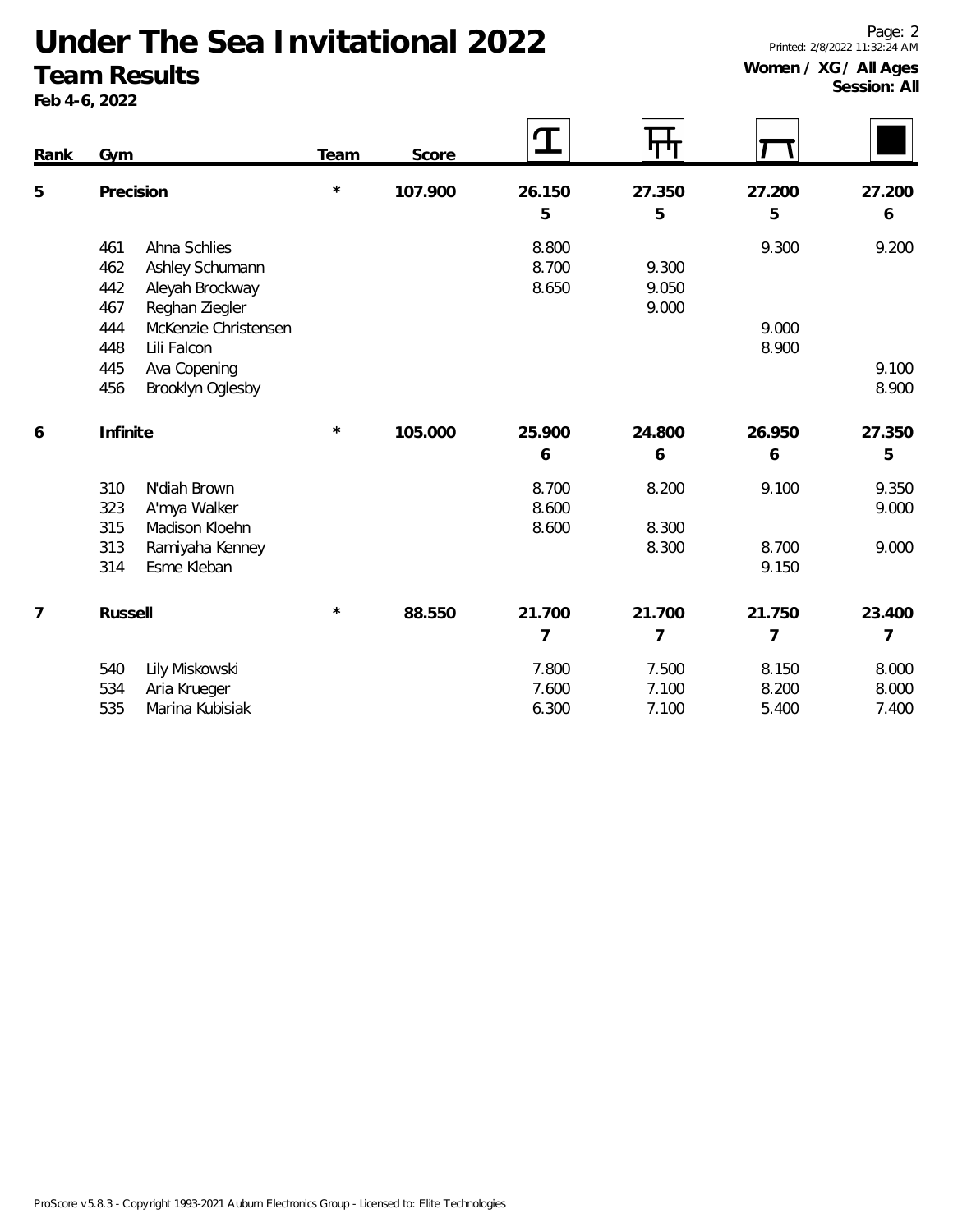# Under The Sea Invitational 2022

## Team Results

**Feb 4-6, 2022**

Printed: 2/8/2022 11:32:24 AM

**Women / XG / All Ages**
**Session: All**

| Rank | Gym | | Team | Score | Vault | Bars | Beam | Floor |
|---|---|---|---|---|---|---|---|---|
| 5 | **Precision** | | * | **107.900** | **26.150** 5 | **27.350** 5 | **27.200** 5 | **27.200** 6 |
| | 461 | Ahna Schlies | | | 8.800 | | 9.300 | 9.200 |
| | 462 | Ashley Schumann | | | 8.700 | 9.300 | | |
| | 442 | Aleyah Brockway | | | 8.650 | 9.050 | | |
| | 467 | Reghan Ziegler | | | | 9.000 | | |
| | 444 | McKenzie Christensen | | | | | 9.000 | |
| | 448 | Lili Falcon | | | | | 8.900 | |
| | 445 | Ava Copening | | | | | | 9.100 |
| | 456 | Brooklyn Oglesby | | | | | | 8.900 |
| 6 | **Infinite** | | * | **105.000** | **25.900** 6 | **24.800** 6 | **26.950** 6 | **27.350** 5 |
| | 310 | N'diah Brown | | | 8.700 | 8.200 | 9.100 | 9.350 |
| | 323 | A'mya Walker | | | 8.600 | | | 9.000 |
| | 315 | Madison Kloehn | | | 8.600 | 8.300 | | |
| | 313 | Ramiyaha Kenney | | | | 8.300 | 8.700 | 9.000 |
| | 314 | Esme Kleban | | | | | 9.150 | |
| 7 | **Russell** | | * | **88.550** | **21.700** 7 | **21.700** 7 | **21.750** 7 | **23.400** 7 |
| | 540 | Lily Miskowski | | | 7.800 | 7.500 | 8.150 | 8.000 |
| | 534 | Aria Krueger | | | 7.600 | 7.100 | 8.200 | 8.000 |
| | 535 | Marina Kubisiak | | | 6.300 | 7.100 | 5.400 | 7.400 |

ProScore v5.8.3 - Copyright 1993-2021 Auburn Electronics Group - Licensed to: Elite Technologies